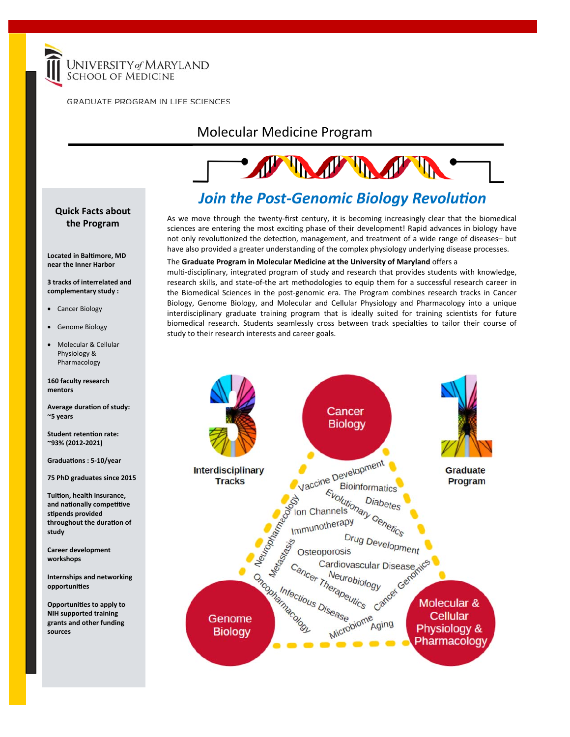UNIVERSITY of MARYLAND
SCHOOL OF MEDICINE

GRADUATE PROGRAM IN LIFE SCIENCES

# Molecular Medicine Program

## *Join the Post-Genomic Biology Revolution*

As we move through the twenty-first century, it is becoming increasingly clear that the biomedical sciences are entering the most exciting phase of their development! Rapid advances in biology have not only revolutionized the detection, management, and treatment of a wide range of diseases– but have also provided a greater understanding of the complex physiology underlying disease processes.

The **Graduate Program in Molecular Medicine at the University of Maryland** offers a multi-disciplinary, integrated program of study and research that provides students with knowledge, research skills, and state-of-the art methodologies to equip them for a successful research career in the Biomedical Sciences in the post-genomic era. The Program combines research tracks in Cancer Biology, Genome Biology, and Molecular and Cellular Physiology and Pharmacology into a unique interdisciplinary graduate training program that is ideally suited for training scientists for future biomedical research. Students seamlessly cross between track specialties to tailor their course of study to their research interests and career goals.

3 Interdisciplinary Tracks

1 Graduate Program

Cancer Biology

Genome Biology

Molecular & Cellular Physiology & Pharmacology

Vaccine Development, Bioinformatics, Evolutionary Genetics, Diabetes, Ion Channels, Neuropharmacology, Immunotherapy, Drug Development, Osteoporosis, Metastasis, Cardiovascular Disease, Cancer Genomics, Cancer Therapeutics, Neurobiology, Oncopharmacology, Infectious Disease, Microbiome, Aging

### Quick Facts about the Program

**Located in Baltimore, MD near the Inner Harbor**

**3 tracks of interrelated and complementary study :**

- Cancer Biology
- Genome Biology
- Molecular & Cellular Physiology & Pharmacology

**160 faculty research mentors**

**Average duration of study: ~5 years**

**Student retention rate: ~93% (2012-2021)**

**Graduations : 5-10/year**

**75 PhD graduates since 2015**

**Tuition, health insurance, and nationally competitive stipends provided throughout the duration of study**

**Career development workshops**

**Internships and networking opportunities**

**Opportunities to apply to NIH supported training grants and other funding sources**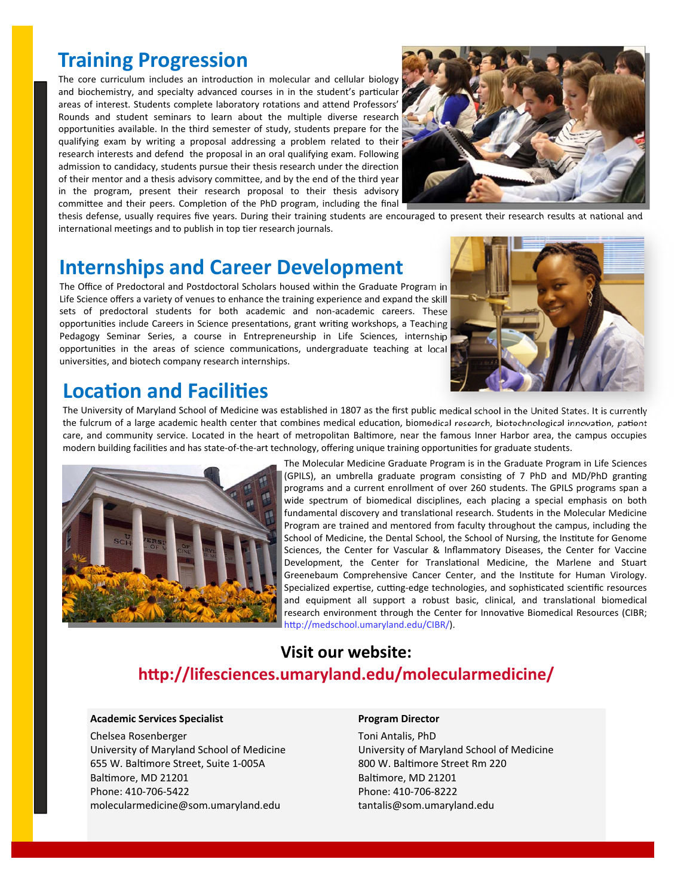## Training Progression

The core curriculum includes an introduction in molecular and cellular biology and biochemistry, and specialty advanced courses in in the student's particular areas of interest. Students complete laboratory rotations and attend Professors' Rounds and student seminars to learn about the multiple diverse research opportunities available. In the third semester of study, students prepare for the qualifying exam by writing a proposal addressing a problem related to their research interests and defend the proposal in an oral qualifying exam. Following admission to candidacy, students pursue their thesis research under the direction of their mentor and a thesis advisory committee, and by the end of the third year in the program, present their research proposal to their thesis advisory committee and their peers. Completion of the PhD program, including the final thesis defense, usually requires five years. During their training students are encouraged to present their research results at national and international meetings and to publish in top tier research journals.

## Internships and Career Development

The Office of Predoctoral and Postdoctoral Scholars housed within the Graduate Program in Life Science offers a variety of venues to enhance the training experience and expand the skill sets of predoctoral students for both academic and non-academic careers. These opportunities include Careers in Science presentations, grant writing workshops, a Teaching Pedagogy Seminar Series, a course in Entrepreneurship in Life Sciences, internship opportunities in the areas of science communications, undergraduate teaching at local universities, and biotech company research internships.

## Location and Facilities

The University of Maryland School of Medicine was established in 1807 as the first public medical school in the United States. It is currently the fulcrum of a large academic health center that combines medical education, biomedical research, biotechnological innovation, patient care, and community service. Located in the heart of metropolitan Baltimore, near the famous Inner Harbor area, the campus occupies modern building facilities and has state-of-the-art technology, offering unique training opportunities for graduate students.

The Molecular Medicine Graduate Program is in the Graduate Program in Life Sciences (GPILS), an umbrella graduate program consisting of 7 PhD and MD/PhD granting programs and a current enrollment of over 260 students. The GPILS programs span a wide spectrum of biomedical disciplines, each placing a special emphasis on both fundamental discovery and translational research. Students in the Molecular Medicine Program are trained and mentored from faculty throughout the campus, including the School of Medicine, the Dental School, the School of Nursing, the School of Pharmaceutical Sciences, the Center for Vascular & Inflammatory Diseases, the Center for Vaccine Development, the Center for Translational Medicine, the Marlene and Stuart Greenebaum Comprehensive Cancer Center, and the Institute for Human Virology. Specialized expertise, cutting-edge technologies, and sophisticated scientific resources and equipment all support a robust basic, clinical, and translational biomedical research environment through the Center for Innovative Biomedical Resources (CIBR; http://medschool.umaryland.edu/CIBR/).

**Visit our website:**

**http://lifesciences.umaryland.edu/molecularmedicine/**

**Academic Services Specialist**
Chelsea Rosenberger
University of Maryland School of Medicine
655 W. Baltimore Street, Suite 1-005A
Baltimore, MD 21201
Phone: 410-706-5422
molecularmedicine@som.umaryland.edu

**Program Director**
Toni Antalis, PhD
University of Maryland School of Medicine
800 W. Baltimore Street Rm 220
Baltimore, MD 21201
Phone: 410-706-8222
tantalis@som.umaryland.edu